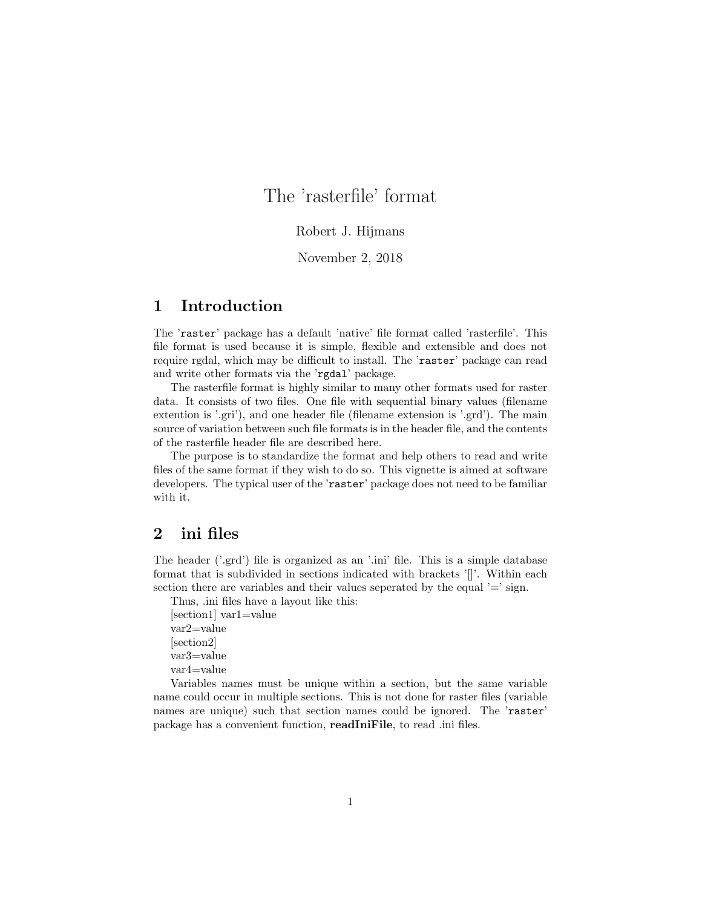# The 'rasterfile' format

Robert J. Hijmans

November 2, 2018

## 1 Introduction

The 'raster' package has a default 'native' file format called 'rasterfile'. This file format is used because it is simple, flexible and extensible and does not require rgdal, which may be difficult to install. The 'raster' package can read and write other formats via the 'rgdal' package.

The rasterfile format is highly similar to many other formats used for raster data. It consists of two files. One file with sequential binary values (filename extention is '.gri'), and one header file (filename extension is '.grd'). The main source of variation between such file formats is in the header file, and the contents of the rasterfile header file are described here.

The purpose is to standardize the format and help others to read and write files of the same format if they wish to do so. This vignette is aimed at software developers. The typical user of the 'raster' package does not need to be familiar with it.

## 2 ini files

The header ('.grd') file is organized as an '.ini' file. This is a simple database format that is subdivided in sections indicated with brackets '[]'. Within each section there are variables and their values seperated by the equal '=' sign.

Thus, .ini files have a layout like this:
[section1] var1=value
var2=value
[section2]
var3=value
var4=value

Variables names must be unique within a section, but the same variable name could occur in multiple sections. This is not done for raster files (variable names are unique) such that section names could be ignored. The 'raster' package has a convenient function, **readIniFile**, to read .ini files.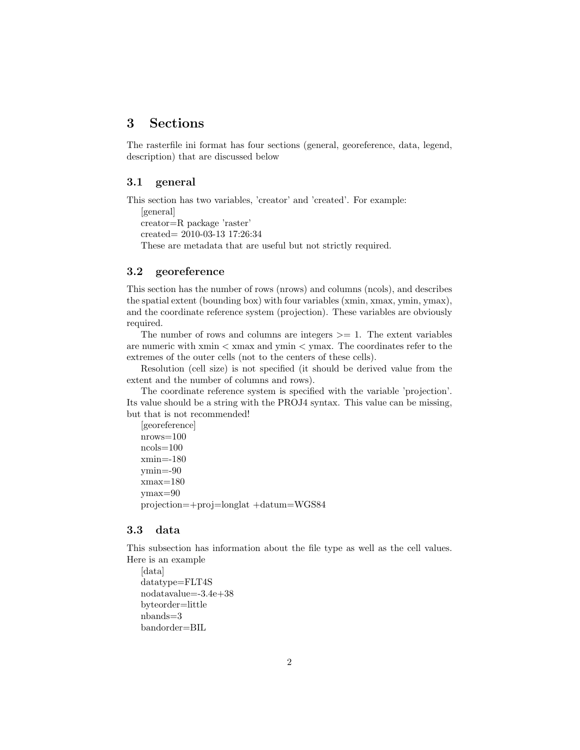# 3 Sections

The rasterfile ini format has four sections (general, georeference, data, legend, description) that are discussed below

## 3.1 general

This section has two variables, 'creator' and 'created'. For example:

```
[general]
creator=R package 'raster'
created= 2010-03-13 17:26:34
```

These are metadata that are useful but not strictly required.

## 3.2 georeference

This section has the number of rows (nrows) and columns (ncols), and describes the spatial extent (bounding box) with four variables (xmin, xmax, ymin, ymax), and the coordinate reference system (projection). These variables are obviously required.

The number of rows and columns are integers >= 1. The extent variables are numeric with xmin < xmax and ymin < ymax. The coordinates refer to the extremes of the outer cells (not to the centers of these cells).

Resolution (cell size) is not specified (it should be derived value from the extent and the number of columns and rows).

The coordinate reference system is specified with the variable 'projection'. Its value should be a string with the PROJ4 syntax. This value can be missing, but that is not recommended!

```
[georeference]
nrows=100
ncols=100
xmin=-180
ymin=-90
xmax=180
ymax=90
projection=+proj=longlat +datum=WGS84
```

## 3.3 data

This subsection has information about the file type as well as the cell values. Here is an example

```
[data]
datatype=FLT4S
nodatavalue=-3.4e+38
byteorder=little
nbands=3
bandorder=BIL
```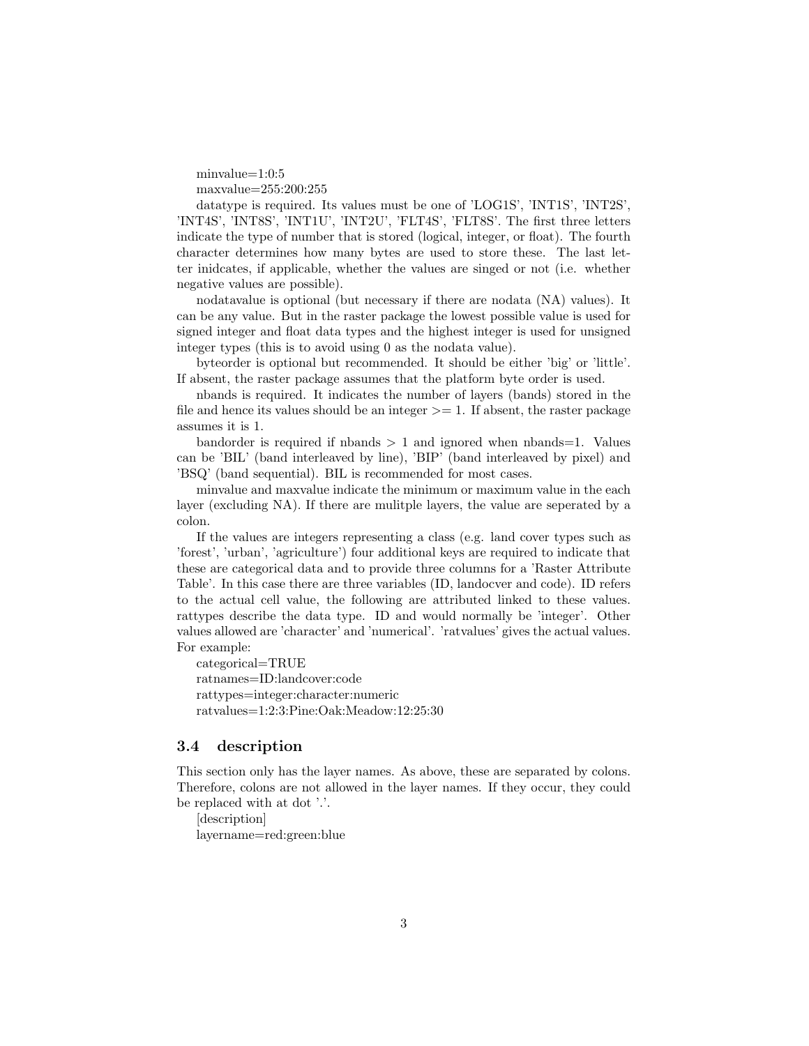minvalue=1:0:5

maxvalue=255:200:255

datatype is required. Its values must be one of 'LOG1S', 'INT1S', 'INT2S', 'INT4S', 'INT8S', 'INT1U', 'INT2U', 'FLT4S', 'FLT8S'. The first three letters indicate the type of number that is stored (logical, integer, or float). The fourth character determines how many bytes are used to store these. The last letter inidcates, if applicable, whether the values are singed or not (i.e. whether negative values are possible).

nodatavalue is optional (but necessary if there are nodata (NA) values). It can be any value. But in the raster package the lowest possible value is used for signed integer and float data types and the highest integer is used for unsigned integer types (this is to avoid using 0 as the nodata value).

byteorder is optional but recommended. It should be either 'big' or 'little'. If absent, the raster package assumes that the platform byte order is used.

nbands is required. It indicates the number of layers (bands) stored in the file and hence its values should be an integer >= 1. If absent, the raster package assumes it is 1.

bandorder is required if nbands > 1 and ignored when nbands=1. Values can be 'BIL' (band interleaved by line), 'BIP' (band interleaved by pixel) and 'BSQ' (band sequential). BIL is recommended for most cases.

minvalue and maxvalue indicate the minimum or maximum value in the each layer (excluding NA). If there are mulitple layers, the value are seperated by a colon.

If the values are integers representing a class (e.g. land cover types such as 'forest', 'urban', 'agriculture') four additional keys are required to indicate that these are categorical data and to provide three columns for a 'Raster Attribute Table'. In this case there are three variables (ID, landocver and code). ID refers to the actual cell value, the following are attributed linked to these values. rattypes describe the data type. ID and would normally be 'integer'. Other values allowed are 'character' and 'numerical'. 'ratvalues' gives the actual values. For example:

categorical=TRUE

ratnames=ID:landcover:code

rattypes=integer:character:numeric

ratvalues=1:2:3:Pine:Oak:Meadow:12:25:30

### 3.4 description

This section only has the layer names. As above, these are separated by colons. Therefore, colons are not allowed in the layer names. If they occur, they could be replaced with at dot '.'.

[description]

layername=red:green:blue